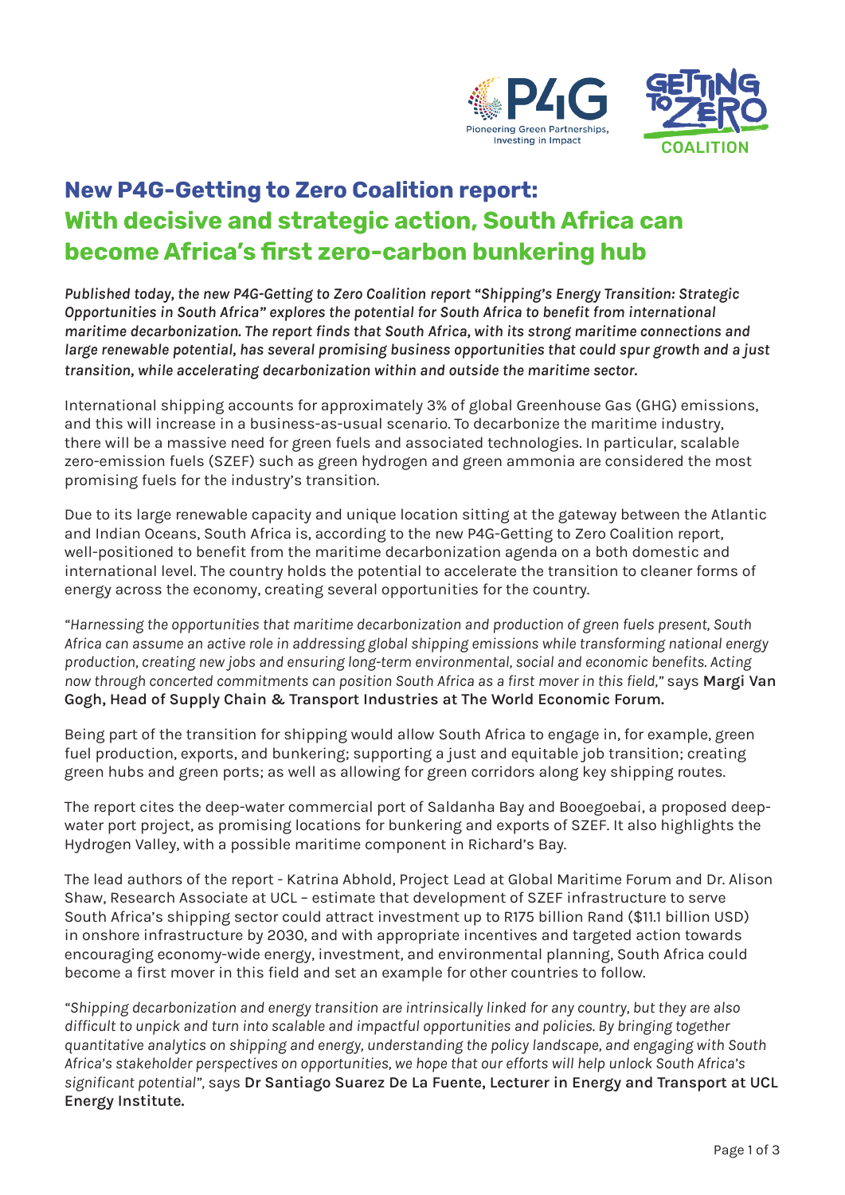# New P4G-Getting to Zero Coalition report: With decisive and strategic action, South Africa can become Africa's first zero-carbon bunkering hub

*Published today, the new P4G-Getting to Zero Coalition report "Shipping's Energy Transition: Strategic Opportunities in South Africa" explores the potential for South Africa to benefit from international maritime decarbonization. The report finds that South Africa, with its strong maritime connections and large renewable potential, has several promising business opportunities that could spur growth and a just transition, while accelerating decarbonization within and outside the maritime sector.*

International shipping accounts for approximately 3% of global Greenhouse Gas (GHG) emissions, and this will increase in a business-as-usual scenario. To decarbonize the maritime industry, there will be a massive need for green fuels and associated technologies. In particular, scalable zero-emission fuels (SZEF) such as green hydrogen and green ammonia are considered the most promising fuels for the industry's transition.

Due to its large renewable capacity and unique location sitting at the gateway between the Atlantic and Indian Oceans, South Africa is, according to the new P4G-Getting to Zero Coalition report, well-positioned to benefit from the maritime decarbonization agenda on a both domestic and international level. The country holds the potential to accelerate the transition to cleaner forms of energy across the economy, creating several opportunities for the country.

*"Harnessing the opportunities that maritime decarbonization and production of green fuels present, South Africa can assume an active role in addressing global shipping emissions while transforming national energy production, creating new jobs and ensuring long-term environmental, social and economic benefits. Acting now through concerted commitments can position South Africa as a first mover in this field,"* says **Margi Van Gogh, Head of Supply Chain & Transport Industries at The World Economic Forum.**

Being part of the transition for shipping would allow South Africa to engage in, for example, green fuel production, exports, and bunkering; supporting a just and equitable job transition; creating green hubs and green ports; as well as allowing for green corridors along key shipping routes.

The report cites the deep-water commercial port of Saldanha Bay and Booegoebai, a proposed deep-water port project, as promising locations for bunkering and exports of SZEF. It also highlights the Hydrogen Valley, with a possible maritime component in Richard's Bay.

The lead authors of the report - Katrina Abhold, Project Lead at Global Maritime Forum and Dr. Alison Shaw, Research Associate at UCL – estimate that development of SZEF infrastructure to serve South Africa's shipping sector could attract investment up to R175 billion Rand ($11.1 billion USD) in onshore infrastructure by 2030, and with appropriate incentives and targeted action towards encouraging economy-wide energy, investment, and environmental planning, South Africa could become a first mover in this field and set an example for other countries to follow.

*"Shipping decarbonization and energy transition are intrinsically linked for any country, but they are also difficult to unpick and turn into scalable and impactful opportunities and policies. By bringing together quantitative analytics on shipping and energy, understanding the policy landscape, and engaging with South Africa's stakeholder perspectives on opportunities, we hope that our efforts will help unlock South Africa's significant potential"*, says **Dr Santiago Suarez De La Fuente, Lecturer in Energy and Transport at UCL Energy Institute.**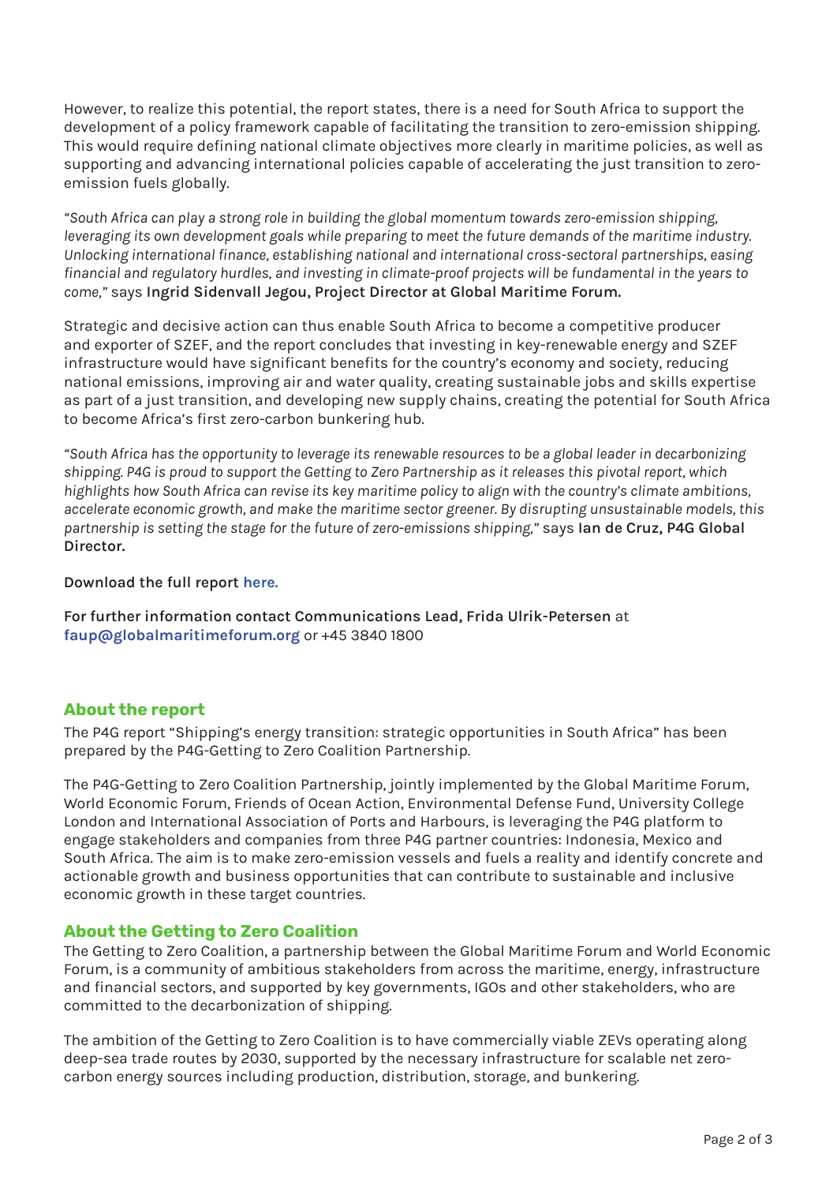However, to realize this potential, the report states, there is a need for South Africa to support the development of a policy framework capable of facilitating the transition to zero-emission shipping. This would require defining national climate objectives more clearly in maritime policies, as well as supporting and advancing international policies capable of accelerating the just transition to zero-emission fuels globally.

*"South Africa can play a strong role in building the global momentum towards zero-emission shipping, leveraging its own development goals while preparing to meet the future demands of the maritime industry. Unlocking international finance, establishing national and international cross-sectoral partnerships, easing financial and regulatory hurdles, and investing in climate-proof projects will be fundamental in the years to come,"* says **Ingrid Sidenvall Jegou, Project Director at Global Maritime Forum.**

Strategic and decisive action can thus enable South Africa to become a competitive producer and exporter of SZEF, and the report concludes that investing in key-renewable energy and SZEF infrastructure would have significant benefits for the country's economy and society, reducing national emissions, improving air and water quality, creating sustainable jobs and skills expertise as part of a just transition, and developing new supply chains, creating the potential for South Africa to become Africa's first zero-carbon bunkering hub.

*"South Africa has the opportunity to leverage its renewable resources to be a global leader in decarbonizing shipping. P4G is proud to support the Getting to Zero Partnership as it releases this pivotal report, which highlights how South Africa can revise its key maritime policy to align with the country's climate ambitions, accelerate economic growth, and make the maritime sector greener. By disrupting unsustainable models, this partnership is setting the stage for the future of zero-emissions shipping,"* says **Ian de Cruz, P4G Global Director.**

**Download the full report here.**

**For further information contact Communications Lead, Frida Ulrik-Petersen** at **faup@globalmaritimeforum.org** or +45 3840 1800

## About the report

The P4G report "Shipping's energy transition: strategic opportunities in South Africa" has been prepared by the P4G-Getting to Zero Coalition Partnership.

The P4G-Getting to Zero Coalition Partnership, jointly implemented by the Global Maritime Forum, World Economic Forum, Friends of Ocean Action, Environmental Defense Fund, University College London and International Association of Ports and Harbours, is leveraging the P4G platform to engage stakeholders and companies from three P4G partner countries: Indonesia, Mexico and South Africa. The aim is to make zero-emission vessels and fuels a reality and identify concrete and actionable growth and business opportunities that can contribute to sustainable and inclusive economic growth in these target countries.

## About the Getting to Zero Coalition

The Getting to Zero Coalition, a partnership between the Global Maritime Forum and World Economic Forum, is a community of ambitious stakeholders from across the maritime, energy, infrastructure and financial sectors, and supported by key governments, IGOs and other stakeholders, who are committed to the decarbonization of shipping.

The ambition of the Getting to Zero Coalition is to have commercially viable ZEVs operating along deep-sea trade routes by 2030, supported by the necessary infrastructure for scalable net zero-carbon energy sources including production, distribution, storage, and bunkering.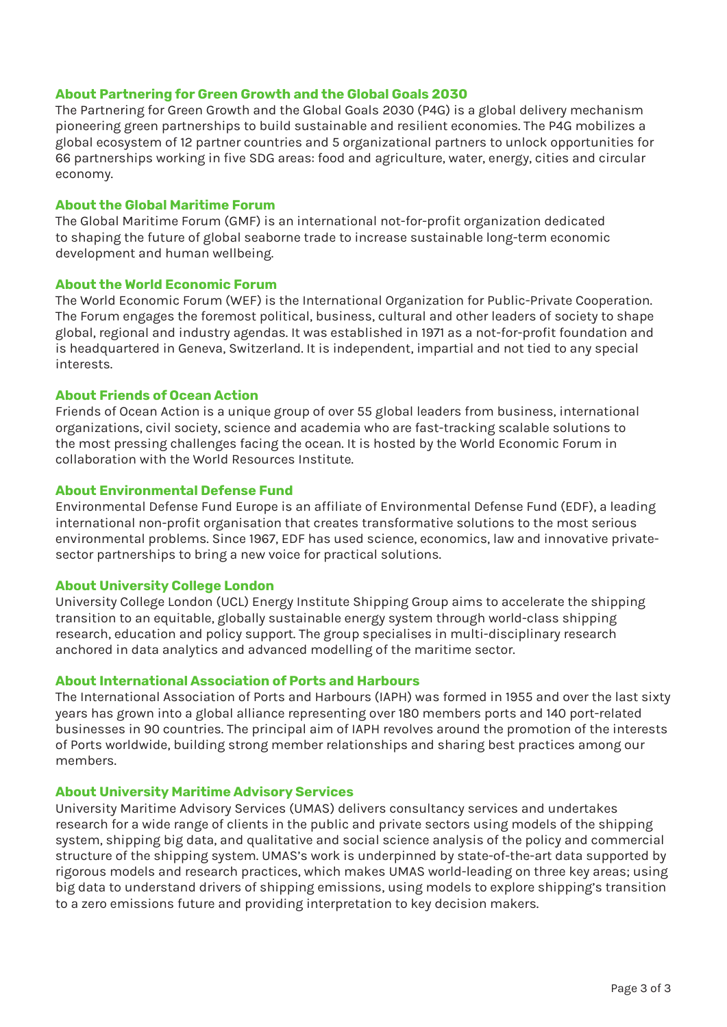### About Partnering for Green Growth and the Global Goals 2030

The Partnering for Green Growth and the Global Goals 2030 (P4G) is a global delivery mechanism pioneering green partnerships to build sustainable and resilient economies. The P4G mobilizes a global ecosystem of 12 partner countries and 5 organizational partners to unlock opportunities for 66 partnerships working in five SDG areas: food and agriculture, water, energy, cities and circular economy.

### About the Global Maritime Forum

The Global Maritime Forum (GMF) is an international not-for-profit organization dedicated to shaping the future of global seaborne trade to increase sustainable long-term economic development and human wellbeing.

### About the World Economic Forum

The World Economic Forum (WEF) is the International Organization for Public-Private Cooperation. The Forum engages the foremost political, business, cultural and other leaders of society to shape global, regional and industry agendas. It was established in 1971 as a not-for-profit foundation and is headquartered in Geneva, Switzerland. It is independent, impartial and not tied to any special interests.

### About Friends of Ocean Action

Friends of Ocean Action is a unique group of over 55 global leaders from business, international organizations, civil society, science and academia who are fast-tracking scalable solutions to the most pressing challenges facing the ocean. It is hosted by the World Economic Forum in collaboration with the World Resources Institute.

### About Environmental Defense Fund

Environmental Defense Fund Europe is an affiliate of Environmental Defense Fund (EDF), a leading international non-profit organisation that creates transformative solutions to the most serious environmental problems. Since 1967, EDF has used science, economics, law and innovative private-sector partnerships to bring a new voice for practical solutions.

### About University College London

University College London (UCL) Energy Institute Shipping Group aims to accelerate the shipping transition to an equitable, globally sustainable energy system through world-class shipping research, education and policy support. The group specialises in multi-disciplinary research anchored in data analytics and advanced modelling of the maritime sector.

### About International Association of Ports and Harbours

The International Association of Ports and Harbours (IAPH) was formed in 1955 and over the last sixty years has grown into a global alliance representing over 180 members ports and 140 port-related businesses in 90 countries. The principal aim of IAPH revolves around the promotion of the interests of Ports worldwide, building strong member relationships and sharing best practices among our members.

### About University Maritime Advisory Services

University Maritime Advisory Services (UMAS) delivers consultancy services and undertakes research for a wide range of clients in the public and private sectors using models of the shipping system, shipping big data, and qualitative and social science analysis of the policy and commercial structure of the shipping system. UMAS's work is underpinned by state-of-the-art data supported by rigorous models and research practices, which makes UMAS world-leading on three key areas; using big data to understand drivers of shipping emissions, using models to explore shipping's transition to a zero emissions future and providing interpretation to key decision makers.